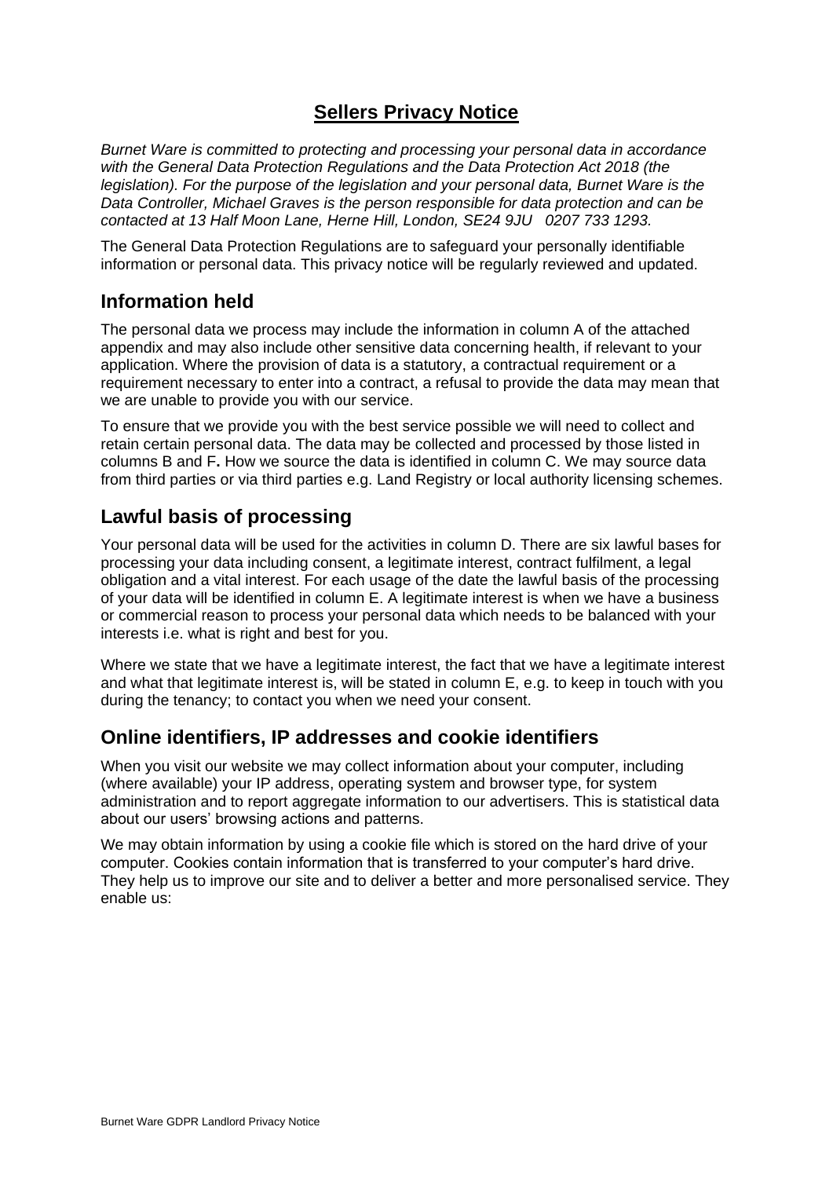# Sellers Privacy Notice

*Burnet Ware is committed to protecting and processing your personal data in accordance with the General Data Protection Regulations and the Data Protection Act 2018 (the legislation). For the purpose of the legislation and your personal data, Burnet Ware is the Data Controller, Michael Graves is the person responsible for data protection and can be contacted at 13 Half Moon Lane, Herne Hill, London, SE24 9JU  0207 733 1293.*

The General Data Protection Regulations are to safeguard your personally identifiable information or personal data. This privacy notice will be regularly reviewed and updated.

## Information held

The personal data we process may include the information in column A of the attached appendix and may also include other sensitive data concerning health, if relevant to your application. Where the provision of data is a statutory, a contractual requirement or a requirement necessary to enter into a contract, a refusal to provide the data may mean that we are unable to provide you with our service.

To ensure that we provide you with the best service possible we will need to collect and retain certain personal data. The data may be collected and processed by those listed in columns B and F**.** How we source the data is identified in column C. We may source data from third parties or via third parties e.g. Land Registry or local authority licensing schemes.

## Lawful basis of processing

Your personal data will be used for the activities in column D. There are six lawful bases for processing your data including consent, a legitimate interest, contract fulfilment, a legal obligation and a vital interest. For each usage of the date the lawful basis of the processing of your data will be identified in column E. A legitimate interest is when we have a business or commercial reason to process your personal data which needs to be balanced with your interests i.e. what is right and best for you.

Where we state that we have a legitimate interest, the fact that we have a legitimate interest and what that legitimate interest is, will be stated in column E, e.g. to keep in touch with you during the tenancy; to contact you when we need your consent.

## Online identifiers, IP addresses and cookie identifiers

When you visit our website we may collect information about your computer, including (where available) your IP address, operating system and browser type, for system administration and to report aggregate information to our advertisers. This is statistical data about our users' browsing actions and patterns.

We may obtain information by using a cookie file which is stored on the hard drive of your computer. Cookies contain information that is transferred to your computer's hard drive. They help us to improve our site and to deliver a better and more personalised service. They enable us: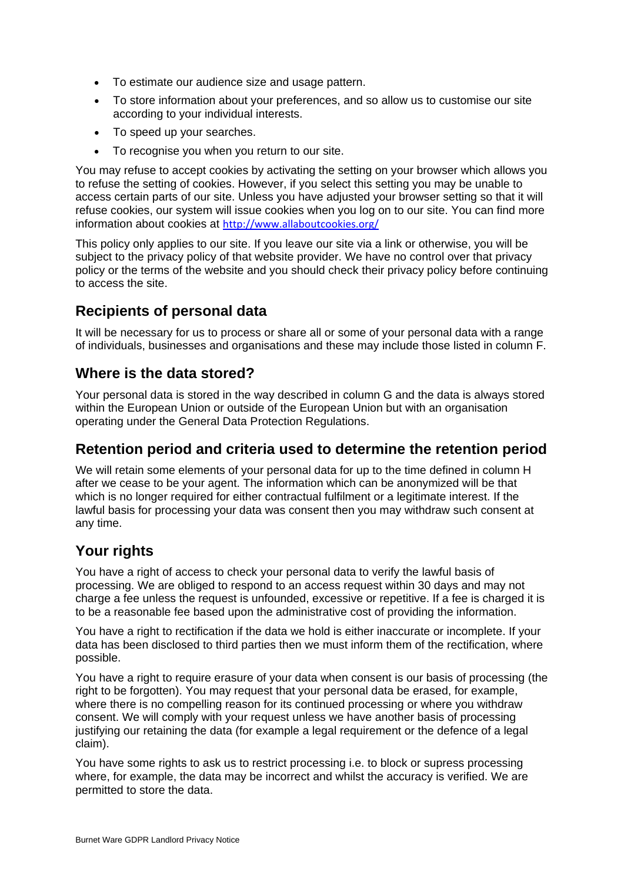- To estimate our audience size and usage pattern.
- To store information about your preferences, and so allow us to customise our site according to your individual interests.
- To speed up your searches.
- To recognise you when you return to our site.

You may refuse to accept cookies by activating the setting on your browser which allows you to refuse the setting of cookies. However, if you select this setting you may be unable to access certain parts of our site. Unless you have adjusted your browser setting so that it will refuse cookies, our system will issue cookies when you log on to our site. You can find more information about cookies at http://www.allaboutcookies.org/

This policy only applies to our site. If you leave our site via a link or otherwise, you will be subject to the privacy policy of that website provider. We have no control over that privacy policy or the terms of the website and you should check their privacy policy before continuing to access the site.

## Recipients of personal data

It will be necessary for us to process or share all or some of your personal data with a range of individuals, businesses and organisations and these may include those listed in column F.

## Where is the data stored?

Your personal data is stored in the way described in column G and the data is always stored within the European Union or outside of the European Union but with an organisation operating under the General Data Protection Regulations.

## Retention period and criteria used to determine the retention period

We will retain some elements of your personal data for up to the time defined in column H after we cease to be your agent. The information which can be anonymized will be that which is no longer required for either contractual fulfilment or a legitimate interest. If the lawful basis for processing your data was consent then you may withdraw such consent at any time.

## Your rights

You have a right of access to check your personal data to verify the lawful basis of processing. We are obliged to respond to an access request within 30 days and may not charge a fee unless the request is unfounded, excessive or repetitive. If a fee is charged it is to be a reasonable fee based upon the administrative cost of providing the information.

You have a right to rectification if the data we hold is either inaccurate or incomplete. If your data has been disclosed to third parties then we must inform them of the rectification, where possible.

You have a right to require erasure of your data when consent is our basis of processing (the right to be forgotten). You may request that your personal data be erased, for example, where there is no compelling reason for its continued processing or where you withdraw consent. We will comply with your request unless we have another basis of processing justifying our retaining the data (for example a legal requirement or the defence of a legal claim).

You have some rights to ask us to restrict processing i.e. to block or supress processing where, for example, the data may be incorrect and whilst the accuracy is verified. We are permitted to store the data.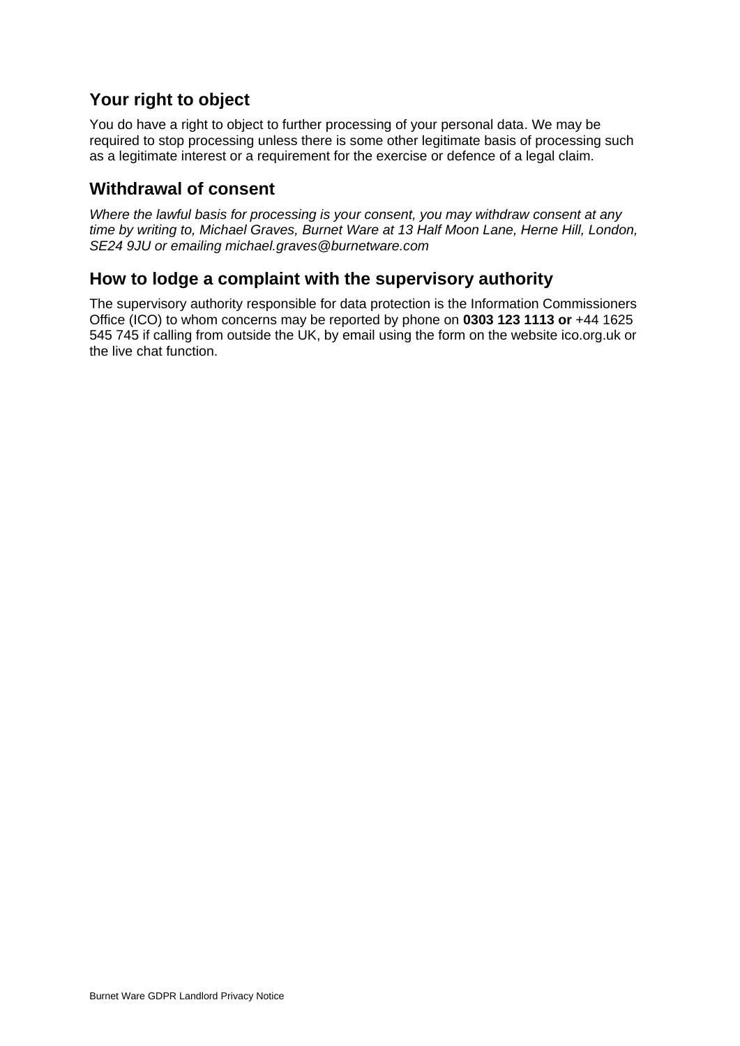## Your right to object

You do have a right to object to further processing of your personal data. We may be required to stop processing unless there is some other legitimate basis of processing such as a legitimate interest or a requirement for the exercise or defence of a legal claim.

## Withdrawal of consent

*Where the lawful basis for processing is your consent, you may withdraw consent at any time by writing to, Michael Graves, Burnet Ware at 13 Half Moon Lane, Herne Hill, London, SE24 9JU or emailing michael.graves@burnetware.com*

## How to lodge a complaint with the supervisory authority

The supervisory authority responsible for data protection is the Information Commissioners Office (ICO) to whom concerns may be reported by phone on **0303 123 1113 or** +44 1625 545 745 if calling from outside the UK, by email using the form on the website ico.org.uk or the live chat function.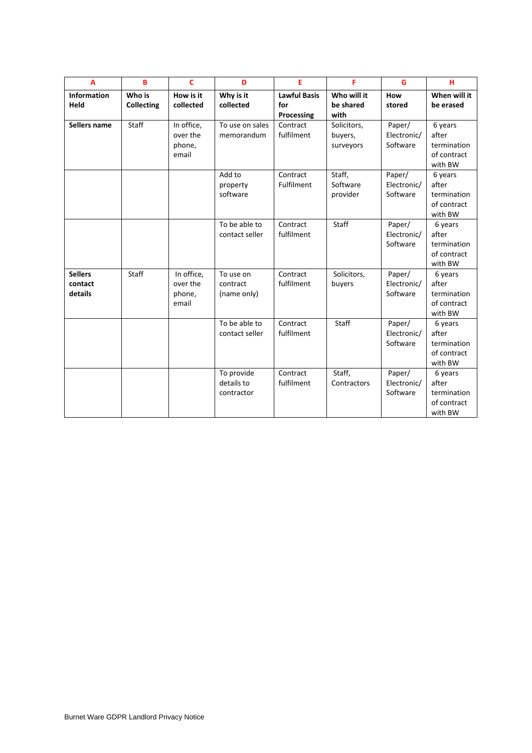| A | B | C | D | E | F | G | H |
|---|---|---|---|---|---|---|---|
| **Information Held** | **Who is Collecting** | **How is it collected** | **Why is it collected** | **Lawful Basis for Processing** | **Who will it be shared with** | **How stored** | **When will it be erased** |
| **Sellers name** | Staff | In office, over the phone, email | To use on sales memorandum | Contract fulfilment | Solicitors, buyers, surveyors | Paper/ Electronic/ Software | 6 years after termination of contract with BW |
| | | | Add to property software | Contract Fulfilment | Staff, Software provider | Paper/ Electronic/ Software | 6 years after termination of contract with BW |
| | | | To be able to contact seller | Contract fulfilment | Staff | Paper/ Electronic/ Software | 6 years after termination of contract with BW |
| **Sellers contact details** | Staff | In office, over the phone, email | To use on contract (name only) | Contract fulfilment | Solicitors, buyers | Paper/ Electronic/ Software | 6 years after termination of contract with BW |
| | | | To be able to contact seller | Contract fulfilment | Staff | Paper/ Electronic/ Software | 6 years after termination of contract with BW |
| | | | To provide details to contractor | Contract fulfilment | Staff, Contractors | Paper/ Electronic/ Software | 6 years after termination of contract with BW |